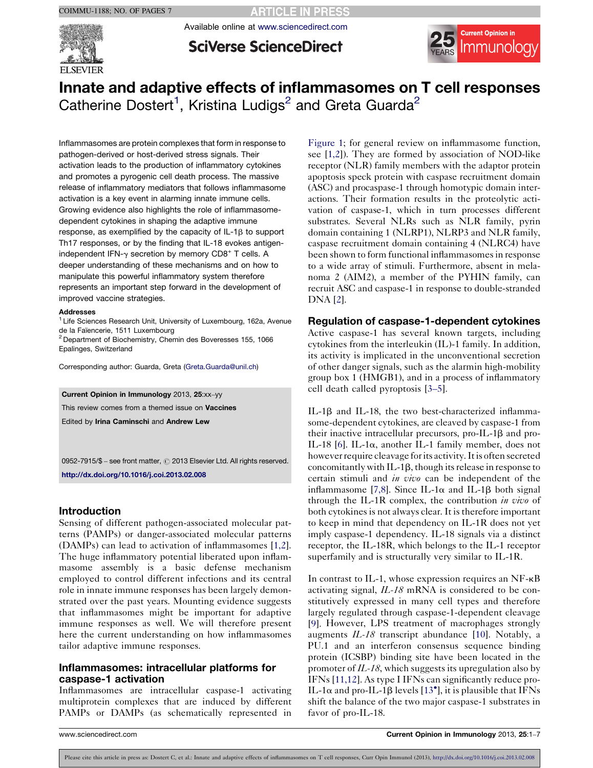# Innate and adaptive effects of inflammasomes on T cell responses

Catherine Dostert[1], Kristina Ludigs[2] and Greta Guarda[2]

Inflammasomes are protein complexes that form in response to pathogen-derived or host-derived stress signals. Their activation leads to the production of inflammatory cytokines and promotes a pyrogenic cell death process. The massive release of inflammatory mediators that follows inflammasome activation is a key event in alarming innate immune cells. Growing evidence also highlights the role of inflammasome-dependent cytokines in shaping the adaptive immune response, as exemplified by the capacity of IL-1β to support Th17 responses, or by the finding that IL-18 evokes antigen-independent IFN-γ secretion by memory $CD8^+$ T cells. A deeper understanding of these mechanisms and on how to manipulate this powerful inflammatory system therefore represents an important step forward in the development of improved vaccine strategies.

**Addresses**

[1] Life Sciences Research Unit, University of Luxembourg, 162a, Avenue de la Faïencerie, 1511 Luxembourg

[2] Department of Biochemistry, Chemin des Boveresses 155, 1066 Epalinges, Switzerland

Corresponding author: Guarda, Greta (Greta.Guarda@unil.ch)

**Current Opinion in Immunology** 2013, **25**:xx–yy

This review comes from a themed issue on **Vaccines**

Edited by **Irina Caminschi** and **Andrew Lew**

0952-7915/$ – see front matter, © 2013 Elsevier Ltd. All rights reserved.

http://dx.doi.org/10.1016/j.coi.2013.02.008

## Introduction

Sensing of different pathogen-associated molecular patterns (PAMPs) or danger-associated molecular patterns (DAMPs) can lead to activation of inflammasomes [1,2]. The huge inflammatory potential liberated upon inflammasome assembly is a basic defense mechanism employed to control different infections and its central role in innate immune responses has been largely demonstrated over the past years. Mounting evidence suggests that inflammasomes might be important for adaptive immune responses as well. We will therefore present here the current understanding on how inflammasomes tailor adaptive immune responses.

## Inflammasomes: intracellular platforms for caspase-1 activation

Inflammasomes are intracellular caspase-1 activating multiprotein complexes that are induced by different PAMPs or DAMPs (as schematically represented in Figure 1; for general review on inflammasome function, see [1,2]). They are formed by association of NOD-like receptor (NLR) family members with the adaptor protein apoptosis speck protein with caspase recruitment domain (ASC) and procaspase-1 through homotypic domain interactions. Their formation results in the proteolytic activation of caspase-1, which in turn processes different substrates. Several NLRs such as NLR family, pyrin domain containing 1 (NLRP1), NLRP3 and NLR family, caspase recruitment domain containing 4 (NLRC4) have been shown to form functional inflammasomes in response to a wide array of stimuli. Furthermore, absent in melanoma 2 (AIM2), a member of the PYHIN family, can recruit ASC and caspase-1 in response to double-stranded DNA [2].

## Regulation of caspase-1-dependent cytokines

Active caspase-1 has several known targets, including cytokines from the interleukin (IL)-1 family. In addition, its activity is implicated in the unconventional secretion of other danger signals, such as the alarmin high-mobility group box 1 (HMGB1), and in a process of inflammatory cell death called pyroptosis [3–5].

IL-1β and IL-18, the two best-characterized inflammasome-dependent cytokines, are cleaved by caspase-1 from their inactive intracellular precursors, pro-IL-1β and pro-IL-18 [6]. IL-1α, another IL-1 family member, does not however require cleavage for its activity. It is often secreted concomitantly with IL-1β, though its release in response to certain stimuli and *in vivo* can be independent of the inflammasome [7,8]. Since IL-1α and IL-1β both signal through the IL-1R complex, the contribution *in vivo* of both cytokines is not always clear. It is therefore important to keep in mind that dependency on IL-1R does not yet imply caspase-1 dependency. IL-18 signals via a distinct receptor, the IL-18R, which belongs to the IL-1 receptor superfamily and is structurally very similar to IL-1R.

In contrast to IL-1, whose expression requires an NF-κB activating signal, *IL-18* mRNA is considered to be constitutively expressed in many cell types and therefore largely regulated through caspase-1-dependent cleavage [9]. However, LPS treatment of macrophages strongly augments *IL-18* transcript abundance [10]. Notably, a PU.1 and an interferon consensus sequence binding protein (ICSBP) binding site have been located in the promoter of *IL-18*, which suggests its upregulation also by IFNs [11,12]. As type I IFNs can significantly reduce pro-IL-1α and pro-IL-1β levels [13•], it is plausible that IFNs shift the balance of the two major caspase-1 substrates in favor of pro-IL-18.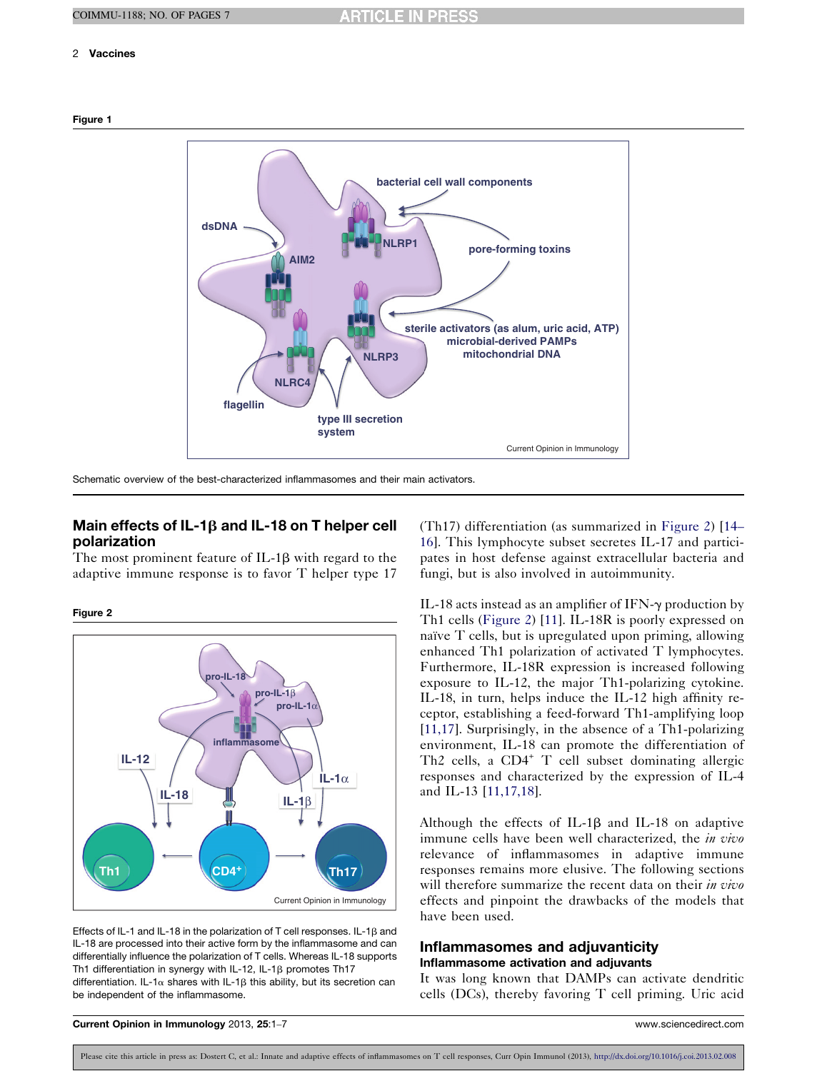**Figure 1**

Schematic overview of the best-characterized inflammasomes and their main activators.

## Main effects of IL-1β and IL-18 on T helper cell polarization

The most prominent feature of IL-1β with regard to the adaptive immune response is to favor T helper type 17 (Th17) differentiation (as summarized in Figure 2) [14–16]. This lymphocyte subset secretes IL-17 and participates in host defense against extracellular bacteria and fungi, but is also involved in autoimmunity.

**Figure 2**

Effects of IL-1 and IL-18 in the polarization of T cell responses. IL-1β and IL-18 are processed into their active form by the inflammasome and can differentially influence the polarization of T cells. Whereas IL-18 supports Th1 differentiation in synergy with IL-12, IL-1β promotes Th17 differentiation. IL-1α shares with IL-1β this ability, but its secretion can be independent of the inflammasome.

IL-18 acts instead as an amplifier of IFN-γ production by Th1 cells (Figure 2) [11]. IL-18R is poorly expressed on naïve T cells, but is upregulated upon priming, allowing enhanced Th1 polarization of activated T lymphocytes. Furthermore, IL-18R expression is increased following exposure to IL-12, the major Th1-polarizing cytokine. IL-18, in turn, helps induce the IL-12 high affinity receptor, establishing a feed-forward Th1-amplifying loop [11,17]. Surprisingly, in the absence of a Th1-polarizing environment, IL-18 can promote the differentiation of Th2 cells, a $CD4^+$ T cell subset dominating allergic responses and characterized by the expression of IL-4 and IL-13 [11,17,18].

Although the effects of IL-1β and IL-18 on adaptive immune cells have been well characterized, the *in vivo* relevance of inflammasomes in adaptive immune responses remains more elusive. The following sections will therefore summarize the recent data on their *in vivo* effects and pinpoint the drawbacks of the models that have been used.

## Inflammasomes and adjuvanticity

### Inflammasome activation and adjuvants

It was long known that DAMPs can activate dendritic cells (DCs), thereby favoring T cell priming. Uric acid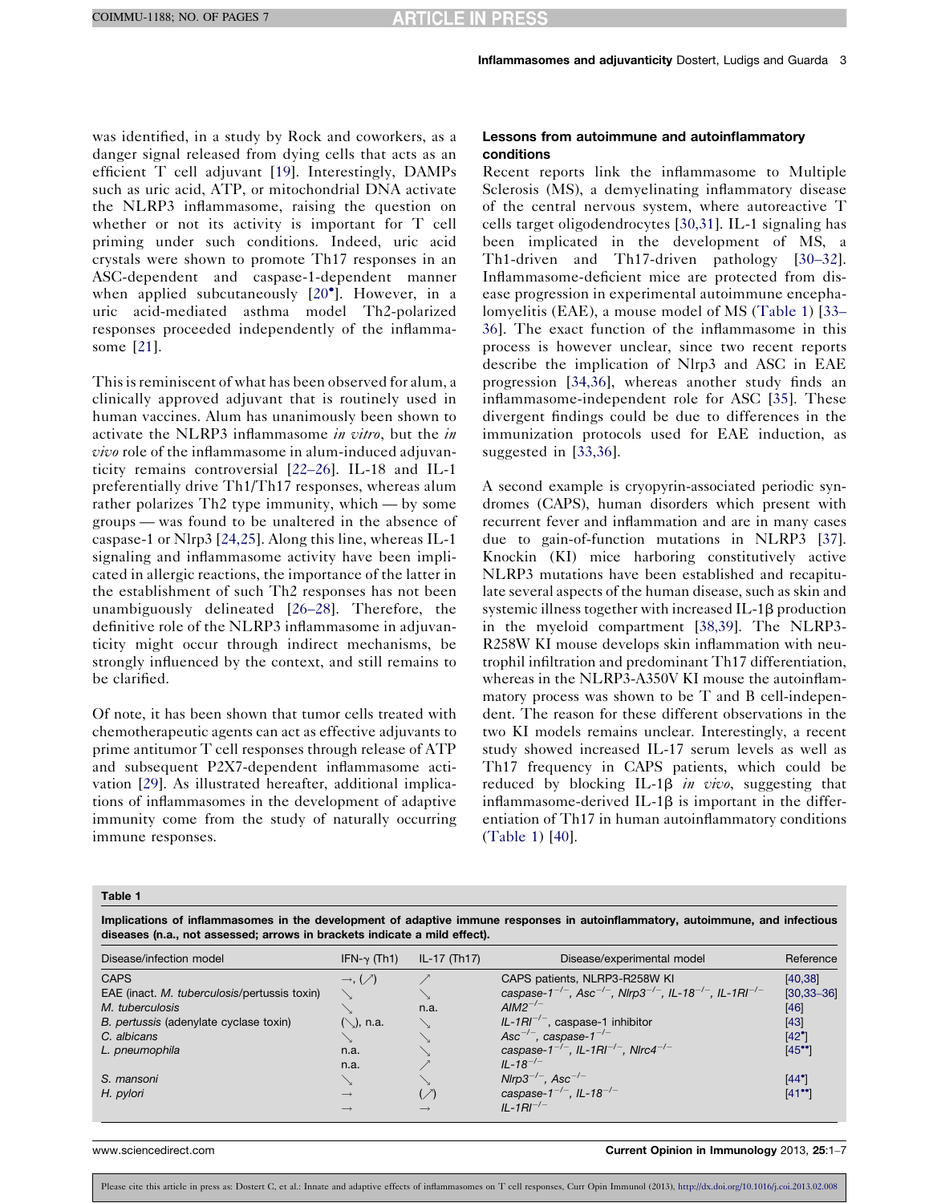was identified, in a study by Rock and coworkers, as a danger signal released from dying cells that acts as an efficient T cell adjuvant [19]. Interestingly, DAMPs such as uric acid, ATP, or mitochondrial DNA activate the NLRP3 inflammasome, raising the question on whether or not its activity is important for T cell priming under such conditions. Indeed, uric acid crystals were shown to promote Th17 responses in an ASC-dependent and caspase-1-dependent manner when applied subcutaneously [20•]. However, in a uric acid-mediated asthma model Th2-polarized responses proceeded independently of the inflammasome [21].

This is reminiscent of what has been observed for alum, a clinically approved adjuvant that is routinely used in human vaccines. Alum has unanimously been shown to activate the NLRP3 inflammasome *in vitro*, but the *in vivo* role of the inflammasome in alum-induced adjuvanticity remains controversial [22–26]. IL-18 and IL-1 preferentially drive Th1/Th17 responses, whereas alum rather polarizes Th2 type immunity, which — by some groups — was found to be unaltered in the absence of caspase-1 or Nlrp3 [24,25]. Along this line, whereas IL-1 signaling and inflammasome activity have been implicated in allergic reactions, the importance of the latter in the establishment of such Th2 responses has not been unambiguously delineated [26–28]. Therefore, the definitive role of the NLRP3 inflammasome in adjuvanticity might occur through indirect mechanisms, be strongly influenced by the context, and still remains to be clarified.

Of note, it has been shown that tumor cells treated with chemotherapeutic agents can act as effective adjuvants to prime antitumor T cell responses through release of ATP and subsequent P2X7-dependent inflammasome activation [29]. As illustrated hereafter, additional implications of inflammasomes in the development of adaptive immunity come from the study of naturally occurring immune responses.

## Lessons from autoimmune and autoinflammatory conditions

Recent reports link the inflammasome to Multiple Sclerosis (MS), a demyelinating inflammatory disease of the central nervous system, where autoreactive T cells target oligodendrocytes [30,31]. IL-1 signaling has been implicated in the development of MS, a Th1-driven and Th17-driven pathology [30–32]. Inflammasome-deficient mice are protected from disease progression in experimental autoimmune encephalomyelitis (EAE), a mouse model of MS (Table 1) [33–36]. The exact function of the inflammasome in this process is however unclear, since two recent reports describe the implication of Nlrp3 and ASC in EAE progression [34,36], whereas another study finds an inflammasome-independent role for ASC [35]. These divergent findings could be due to differences in the immunization protocols used for EAE induction, as suggested in [33,36].

A second example is cryopyrin-associated periodic syndromes (CAPS), human disorders which present with recurrent fever and inflammation and are in many cases due to gain-of-function mutations in NLRP3 [37]. Knockin (KI) mice harboring constitutively active NLRP3 mutations have been established and recapitulate several aspects of the human disease, such as skin and systemic illness together with increased IL-1β production in the myeloid compartment [38,39]. The NLRP3-R258W KI mouse develops skin inflammation with neutrophil infiltration and predominant Th17 differentiation, whereas in the NLRP3-A350V KI mouse the autoinflammatory process was shown to be T and B cell-independent. The reason for these different observations in the two KI models remains unclear. Interestingly, a recent study showed increased IL-17 serum levels as well as Th17 frequency in CAPS patients, which could be reduced by blocking IL-1β *in vivo*, suggesting that inflammasome-derived IL-1β is important in the differentiation of Th17 in human autoinflammatory conditions (Table 1) [40].

**Table 1**

**Implications of inflammasomes in the development of adaptive immune responses in autoinflammatory, autoimmune, and infectious diseases (n.a., not assessed; arrows in brackets indicate a mild effect).**

| Disease/infection model | IFN-γ (Th1) | IL-17 (Th17) | Disease/experimental model | Reference |
|---|---|---|---|---|
| CAPS | →, (↗) | ↗ | CAPS patients, NLRP3-R258W KI | [40,38] |
| EAE (inact. *M. tuberculosis*/pertussis toxin) | ↘ | ↘ | *caspase-1$^{-/-}$*, *Asc$^{-/-}$*, *Nlrp3$^{-/-}$*, *IL-18$^{-/-}$*, *IL-1RI$^{-/-}$* | [30,33–36] |
| *M. tuberculosis* | ↘ | n.a. | *AIM2$^{-/-}$* | [46] |
| *B. pertussis* (adenylate cyclase toxin) | (↘), n.a. | ↘ | *IL-1RI$^{-/-}$*, caspase-1 inhibitor | [43] |
| *C. albicans* | ↘ | ↘ | *Asc$^{-/-}$*, *caspase-1$^{-/-}$* | [42•] |
| *L. pneumophila* | n.a. | ↘ | *caspase-1$^{-/-}$*, *IL-1RI$^{-/-}$*, *Nlrc4$^{-/-}$* | [45••] |
| | n.a. | ↗ | *IL-18$^{-/-}$* | |
| *S. mansoni* | ↘ | ↘ | *Nlrp3$^{-/-}$*, *Asc$^{-/-}$* | [44•] |
| *H. pylori* | → | (↗) | *caspase-1$^{-/-}$*, *IL-18$^{-/-}$* | [41••] |
| | → | → | *IL-1RI$^{-/-}$* | |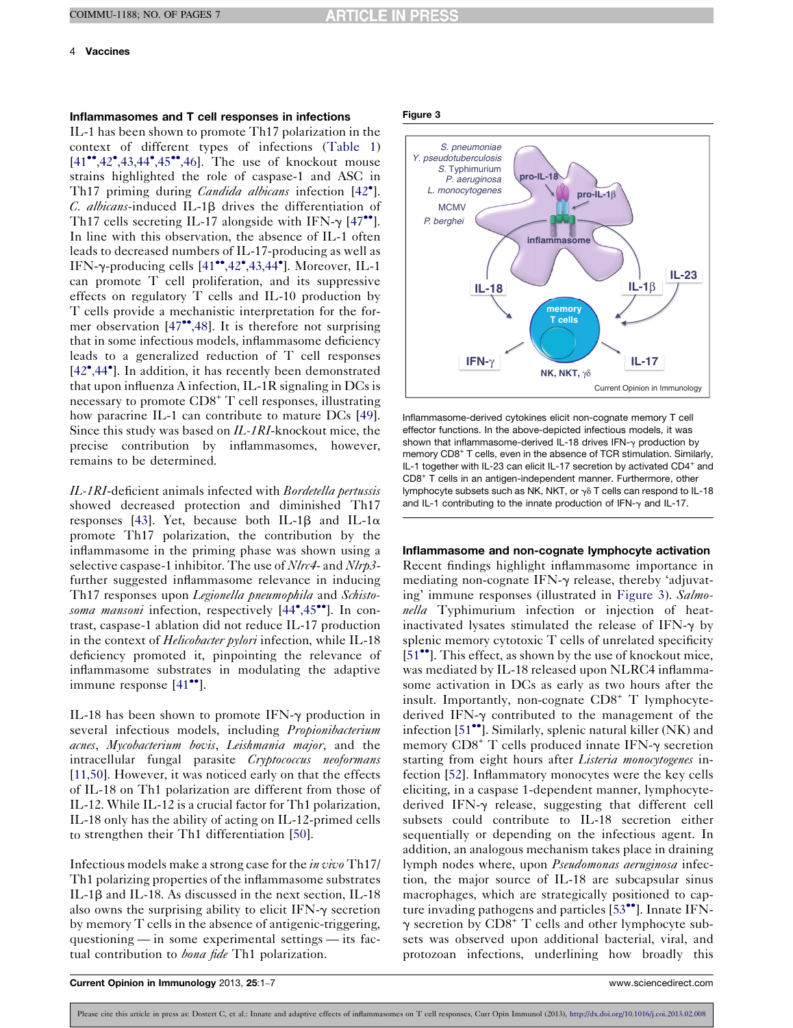### Inflammasomes and T cell responses in infections

IL-1 has been shown to promote Th17 polarization in the context of different types of infections (Table 1) [41••,42•,43,44•,45••,46]. The use of knockout mouse strains highlighted the role of caspase-1 and ASC in Th17 priming during *Candida albicans* infection [42•]. *C. albicans*-induced IL-1β drives the differentiation of Th17 cells secreting IL-17 alongside with IFN-γ [47••]. In line with this observation, the absence of IL-1 often leads to decreased numbers of IL-17-producing as well as IFN-γ-producing cells [41••,42•,43,44•]. Moreover, IL-1 can promote T cell proliferation, and its suppressive effects on regulatory T cells and IL-10 production by T cells provide a mechanistic interpretation for the former observation [47••,48]. It is therefore not surprising that in some infectious models, inflammasome deficiency leads to a generalized reduction of T cell responses [42•,44•]. In addition, it has recently been demonstrated that upon influenza A infection, IL-1R signaling in DCs is necessary to promote $CD8^+$ T cell responses, illustrating how paracrine IL-1 can contribute to mature DCs [49]. Since this study was based on *IL-1RI*-knockout mice, the precise contribution by inflammasomes, however, remains to be determined.

*IL-1RI*-deficient animals infected with *Bordetella pertussis* showed decreased protection and diminished Th17 responses [43]. Yet, because both IL-1β and IL-1α promote Th17 polarization, the contribution by the inflammasome in the priming phase was shown using a selective caspase-1 inhibitor. The use of *Nlrc4*- and *Nlrp3*- further suggested inflammasome relevance in inducing Th17 responses upon *Legionella pneumophila* and *Schistosoma mansoni* infection, respectively [44•,45••]. In contrast, caspase-1 ablation did not reduce IL-17 production in the context of *Helicobacter pylori* infection, while IL-18 deficiency promoted it, pinpointing the relevance of inflammasome substrates in modulating the adaptive immune response [41••].

IL-18 has been shown to promote IFN-γ production in several infectious models, including *Propionibacterium acnes*, *Mycobacterium bovis*, *Leishmania major*, and the intracellular fungal parasite *Cryptococcus neoformans* [11,50]. However, it was noticed early on that the effects of IL-18 on Th1 polarization are different from those of IL-12. While IL-12 is a crucial factor for Th1 polarization, IL-18 only has the ability of acting on IL-12-primed cells to strengthen their Th1 differentiation [50].

Infectious models make a strong case for the *in vivo* Th17/Th1 polarizing properties of the inflammasome substrates IL-1β and IL-18. As discussed in the next section, IL-18 also owns the surprising ability to elicit IFN-γ secretion by memory T cells in the absence of antigenic-triggering, questioning — in some experimental settings — its factual contribution to *bona fide* Th1 polarization.

**Figure 3**

Inflammasome-derived cytokines elicit non-cognate memory T cell effector functions. In the above-depicted infectious models, it was shown that inflammasome-derived IL-18 drives IFN-γ production by memory $CD8^+$ T cells, even in the absence of TCR stimulation. Similarly, IL-1 together with IL-23 can elicit IL-17 secretion by activated $CD4^+$ and $CD8^+$ T cells in an antigen-independent manner. Furthermore, other lymphocyte subsets such as NK, NKT, or γδ T cells can respond to IL-18 and IL-1 contributing to the innate production of IFN-γ and IL-17.

### Inflammasome and non-cognate lymphocyte activation

Recent findings highlight inflammasome importance in mediating non-cognate IFN-γ release, thereby 'adjuvanting' immune responses (illustrated in Figure 3). *Salmonella* Typhimurium infection or injection of heat-inactivated lysates stimulated the release of IFN-γ by splenic memory cytotoxic T cells of unrelated specificity [51••]. This effect, as shown by the use of knockout mice, was mediated by IL-18 released upon NLRC4 inflammasome activation in DCs as early as two hours after the insult. Importantly, non-cognate $CD8^+$ T lymphocyte-derived IFN-γ contributed to the management of the infection [51••]. Similarly, splenic natural killer (NK) and memory $CD8^+$ T cells produced innate IFN-γ secretion starting from eight hours after *Listeria monocytogenes* infection [52]. Inflammatory monocytes were the key cells eliciting, in a caspase 1-dependent manner, lymphocyte-derived IFN-γ release, suggesting that different cell subsets could contribute to IL-18 secretion either sequentially or depending on the infectious agent. In addition, an analogous mechanism takes place in draining lymph nodes where, upon *Pseudomonas aeruginosa* infection, the major source of IL-18 are subcapsular sinus macrophages, which are strategically positioned to capture invading pathogens and particles [53••]. Innate IFN-γ secretion by $CD8^+$ T cells and other lymphocyte subsets was observed upon additional bacterial, viral, and protozoan infections, underlining how broadly this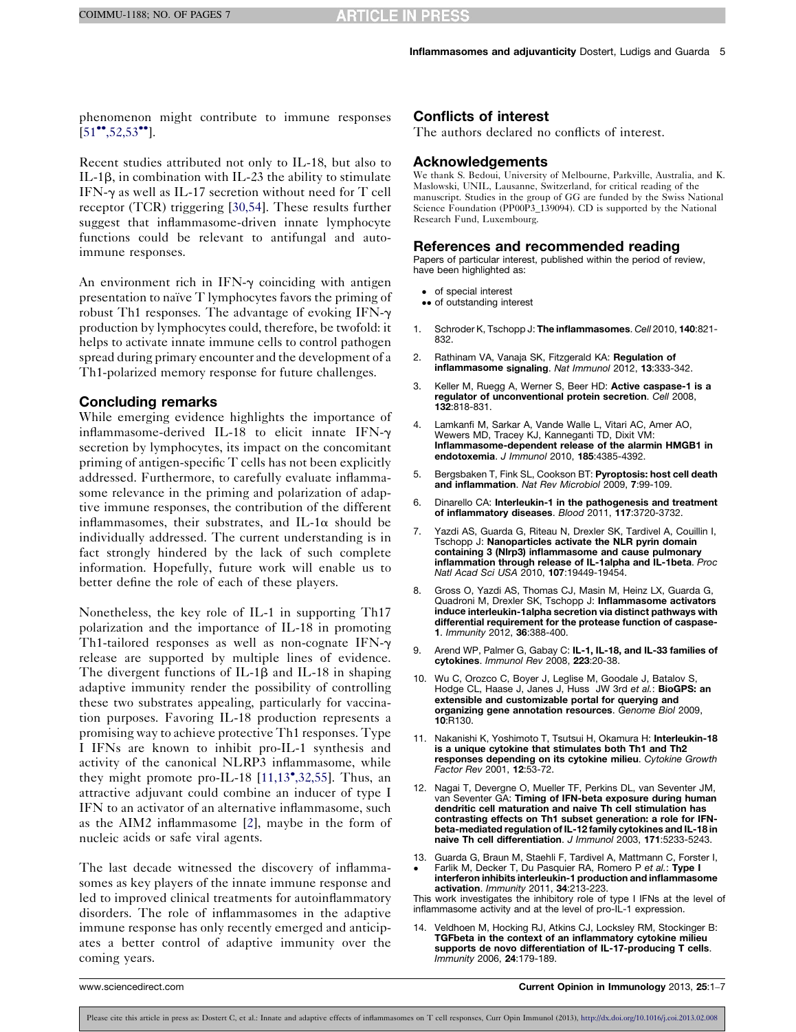phenomenon might contribute to immune responses [51••,52,53••].

Recent studies attributed not only to IL-18, but also to IL-1β, in combination with IL-23 the ability to stimulate IFN-γ as well as IL-17 secretion without need for T cell receptor (TCR) triggering [30,54]. These results further suggest that inflammasome-driven innate lymphocyte functions could be relevant to antifungal and autoimmune responses.

An environment rich in IFN-γ coinciding with antigen presentation to naïve T lymphocytes favors the priming of robust Th1 responses. The advantage of evoking IFN-γ production by lymphocytes could, therefore, be twofold: it helps to activate innate immune cells to control pathogen spread during primary encounter and the development of a Th1-polarized memory response for future challenges.

## Concluding remarks

While emerging evidence highlights the importance of inflammasome-derived IL-18 to elicit innate IFN-γ secretion by lymphocytes, its impact on the concomitant priming of antigen-specific T cells has not been explicitly addressed. Furthermore, to carefully evaluate inflammasome relevance in the priming and polarization of adaptive immune responses, the contribution of the different inflammasomes, their substrates, and IL-1α should be individually addressed. The current understanding is in fact strongly hindered by the lack of such complete information. Hopefully, future work will enable us to better define the role of each of these players.

Nonetheless, the key role of IL-1 in supporting Th17 polarization and the importance of IL-18 in promoting Th1-tailored responses as well as non-cognate IFN-γ release are supported by multiple lines of evidence. The divergent functions of IL-1β and IL-18 in shaping adaptive immunity render the possibility of controlling these two substrates appealing, particularly for vaccination purposes. Favoring IL-18 production represents a promising way to achieve protective Th1 responses. Type I IFNs are known to inhibit pro-IL-1 synthesis and activity of the canonical NLRP3 inflammasome, while they might promote pro-IL-18 [11,13•,32,55]. Thus, an attractive adjuvant could combine an inducer of type I IFN to an activator of an alternative inflammasome, such as the AIM2 inflammasome [2], maybe in the form of nucleic acids or safe viral agents.

The last decade witnessed the discovery of inflammasomes as key players of the innate immune response and led to improved clinical treatments for autoinflammatory disorders. The role of inflammasomes in the adaptive immune response has only recently emerged and anticipates a better control of adaptive immunity over the coming years.

## Conflicts of interest

The authors declared no conflicts of interest.

## Acknowledgements

We thank S. Bedoui, University of Melbourne, Parkville, Australia, and K. Maslowski, UNIL, Lausanne, Switzerland, for critical reading of the manuscript. Studies in the group of GG are funded by the Swiss National Science Foundation (PP00P3_139094). CD is supported by the National Research Fund, Luxembourg.

## References and recommended reading

Papers of particular interest, published within the period of review, have been highlighted as:

- • of special interest
- •• of outstanding interest

1. Schroder K, Tschopp J: **The inflammasomes**. *Cell* 2010, **140**:821-832.
2. Rathinam VA, Vanaja SK, Fitzgerald KA: **Regulation of inflammasome signaling**. *Nat Immunol* 2012, **13**:333-342.
3. Keller M, Ruegg A, Werner S, Beer HD: **Active caspase-1 is a regulator of unconventional protein secretion**. *Cell* 2008, **132**:818-831.
4. Lamkanfi M, Sarkar A, Vande Walle L, Vitari AC, Amer AO, Wewers MD, Tracey KJ, Kanneganti TD, Dixit VM: **Inflammasome-dependent release of the alarmin HMGB1 in endotoxemia**. *J Immunol* 2010, **185**:4385-4392.
5. Bergsbaken T, Fink SL, Cookson BT: **Pyroptosis: host cell death and inflammation**. *Nat Rev Microbiol* 2009, **7**:99-109.
6. Dinarello CA: **Interleukin-1 in the pathogenesis and treatment of inflammatory diseases**. *Blood* 2011, **117**:3720-3732.
7. Yazdi AS, Guarda G, Riteau N, Drexler SK, Tardivel A, Couillin I, Tschopp J: **Nanoparticles activate the NLR pyrin domain containing 3 (Nlrp3) inflammasome and cause pulmonary inflammation through release of IL-1alpha and IL-1beta**. *Proc Natl Acad Sci USA* 2010, **107**:19449-19454.
8. Gross O, Yazdi AS, Thomas CJ, Masin M, Heinz LX, Guarda G, Quadroni M, Drexler SK, Tschopp J: **Inflammasome activators induce interleukin-1alpha secretion via distinct pathways with differential requirement for the protease function of caspase-1**. *Immunity* 2012, **36**:388-400.
9. Arend WP, Palmer G, Gabay C: **IL-1, IL-18, and IL-33 families of cytokines**. *Immunol Rev* 2008, **223**:20-38.
10. Wu C, Orozco C, Boyer J, Leglise M, Goodale J, Batalov S, Hodge CL, Haase J, Janes J, Huss JW 3rd *et al.*: **BioGPS: an extensible and customizable portal for querying and organizing gene annotation resources**. *Genome Biol* 2009, **10**:R130.
11. Nakanishi K, Yoshimoto T, Tsutsui H, Okamura H: **Interleukin-18 is a unique cytokine that stimulates both Th1 and Th2 responses depending on its cytokine milieu**. *Cytokine Growth Factor Rev* 2001, **12**:53-72.
12. Nagai T, Devergne O, Mueller TF, Perkins DL, van Seventer JM, van Seventer GA: **Timing of IFN-beta exposure during human dendritic cell maturation and naive Th cell stimulation has contrasting effects on Th1 subset generation: a role for IFN-beta-mediated regulation of IL-12 family cytokines and IL-18 in naive Th cell differentiation**. *J Immunol* 2003, **171**:5233-5243.
13. • Guarda G, Braun M, Staehli F, Tardivel A, Mattmann C, Forster I, Farlik M, Decker T, Du Pasquier RA, Romero P *et al.*: **Type I interferon inhibits interleukin-1 production and inflammasome activation**. *Immunity* 2011, **34**:213-223.
   This work investigates the inhibitory role of type I IFNs at the level of inflammasome activity and at the level of pro-IL-1 expression.
14. Veldhoen M, Hocking RJ, Atkins CJ, Locksley RM, Stockinger B: **TGFbeta in the context of an inflammatory cytokine milieu supports de novo differentiation of IL-17-producing T cells**. *Immunity* 2006, **24**:179-189.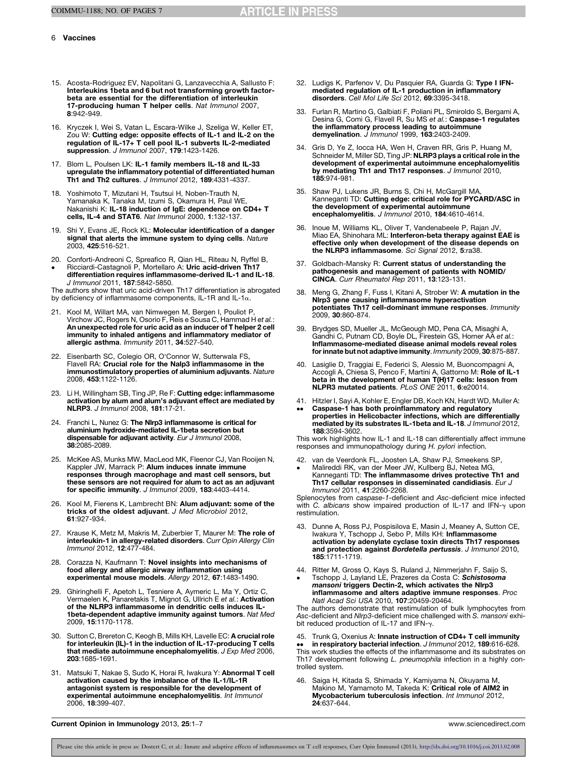15. Acosta-Rodriguez EV, Napolitani G, Lanzavecchia A, Sallusto F: **Interleukins 1beta and 6 but not transforming growth factor-beta are essential for the differentiation of interleukin 17-producing human T helper cells**. *Nat Immunol* 2007, **8**:942-949.

16. Kryczek I, Wei S, Vatan L, Escara-Wilke J, Szeliga W, Keller ET, Zou W: **Cutting edge: opposite effects of IL-1 and IL-2 on the regulation of IL-17+ T cell pool IL-1 subverts IL-2-mediated suppression**. *J Immunol* 2007, **179**:1423-1426.

17. Blom L, Poulsen LK: **IL-1 family members IL-18 and IL-33 upregulate the inflammatory potential of differentiated human Th1 and Th2 cultures**. *J Immunol* 2012, **189**:4331-4337.

18. Yoshimoto T, Mizutani H, Tsutsui H, Noben-Trauth N, Yamanaka K, Tanaka M, Izumi S, Okamura H, Paul WE, Nakanishi K: **IL-18 induction of IgE: dependence on CD4+ T cells, IL-4 and STAT6**. *Nat Immunol* 2000, **1**:132-137.

19. Shi Y, Evans JE, Rock KL: **Molecular identification of a danger signal that alerts the immune system to dying cells**. *Nature* 2003, **425**:516-521.

20. • Conforti-Andreoni C, Spreafico R, Qian HL, Riteau N, Ryffel B, Ricciardi-Castagnoli P, Mortellaro A: **Uric acid-driven Th17 differentiation requires inflammasome-derived IL-1 and IL-18**. *J Immunol* 2011, **187**:5842-5850.
The authors show that uric acid-driven Th17 differentiation is abrogated by deficiency of inflammasome components, IL-1R and IL-1α.

21. Kool M, Willart MA, van Nimwegen M, Bergen I, Pouliot P, Virchow JC, Rogers N, Osorio F, Reis e Sousa C, Hammad H *et al.*: **An unexpected role for uric acid as an inducer of T helper 2 cell immunity to inhaled antigens and inflammatory mediator of allergic asthma**. *Immunity* 2011, **34**:527-540.

22. Eisenbarth SC, Colegio OR, O'Connor W, Sutterwala FS, Flavell RA: **Crucial role for the Nalp3 inflammasome in the immunostimulatory properties of aluminium adjuvants**. *Nature* 2008, **453**:1122-1126.

23. Li H, Willingham SB, Ting JP, Re F: **Cutting edge: inflammasome activation by alum and alum's adjuvant effect are mediated by NLRP3**. *J Immunol* 2008, **181**:17-21.

24. Franchi L, Nunez G: **The Nlrp3 inflammasome is critical for aluminium hydroxide-mediated IL-1beta secretion but dispensable for adjuvant activity**. *Eur J Immunol* 2008, **38**:2085-2089.

25. McKee AS, Munks MW, MacLeod MK, Fleenor CJ, Van Rooijen N, Kappler JW, Marrack P: **Alum induces innate immune responses through macrophage and mast cell sensors, but these sensors are not required for alum to act as an adjuvant for specific immunity**. *J Immunol* 2009, **183**:4403-4414.

26. Kool M, Fierens K, Lambrecht BN: **Alum adjuvant: some of the tricks of the oldest adjuvant**. *J Med Microbiol* 2012, **61**:927-934.

27. Krause K, Metz M, Makris M, Zuberbier T, Maurer M: **The role of interleukin-1 in allergy-related disorders**. *Curr Opin Allergy Clin Immunol* 2012, **12**:477-484.

28. Corazza N, Kaufmann T: **Novel insights into mechanisms of food allergy and allergic airway inflammation using experimental mouse models**. *Allergy* 2012, **67**:1483-1490.

29. Ghiringhelli F, Apetoh L, Tesniere A, Aymeric L, Ma Y, Ortiz C, Vermaelen K, Panaretakis T, Mignot G, Ullrich E *et al.*: **Activation of the NLRP3 inflammasome in dendritic cells induces IL-1beta-dependent adaptive immunity against tumors**. *Nat Med* 2009, **15**:1170-1178.

30. Sutton C, Brereton C, Keogh B, Mills KH, Lavelle EC: **A crucial role for interleukin (IL)-1 in the induction of IL-17-producing T cells that mediate autoimmune encephalomyelitis**. *J Exp Med* 2006, **203**:1685-1691.

31. Matsuki T, Nakae S, Sudo K, Horai R, Iwakura Y: **Abnormal T cell activation caused by the imbalance of the IL-1/IL-1R antagonist system is responsible for the development of experimental autoimmune encephalomyelitis**. *Int Immunol* 2006, **18**:399-407.

32. Ludigs K, Parfenov V, Du Pasquier RA, Guarda G: **Type I IFN-mediated regulation of IL-1 production in inflammatory disorders**. *Cell Mol Life Sci* 2012, **69**:3395-3418.

33. Furlan R, Martino G, Galbiati F, Poliani PL, Smiroldo S, Bergami A, Desina G, Comi G, Flavell R, Su MS *et al.*: **Caspase-1 regulates the inflammatory process leading to autoimmune demyelination**. *J Immunol* 1999, **163**:2403-2409.

34. Gris D, Ye Z, Iocca HA, Wen H, Craven RR, Gris P, Huang M, Schneider M, Miller SD, Ting JP: **NLRP3 plays a critical role in the development of experimental autoimmune encephalomyelitis by mediating Th1 and Th17 responses**. *J Immunol* 2010, **185**:974-981.

35. Shaw PJ, Lukens JR, Burns S, Chi H, McGargill MA, Kanneganti TD: **Cutting edge: critical role for PYCARD/ASC in the development of experimental autoimmune encephalomyelitis**. *J Immunol* 2010, **184**:4610-4614.

36. Inoue M, Williams KL, Oliver T, Vandenabeele P, Rajan JV, Miao EA, Shinohara ML: **Interferon-beta therapy against EAE is effective only when development of the disease depends on the NLRP3 inflammasome**. *Sci Signal* 2012, **5**:ra38.

37. Goldbach-Mansky R: **Current status of understanding the pathogenesis and management of patients with NOMID/CINCA**. *Curr Rheumatol Rep* 2011, **13**:123-131.

38. Meng G, Zhang F, Fuss I, Kitani A, Strober W: **A mutation in the Nlrp3 gene causing inflammasome hyperactivation potentiates Th17 cell-dominant immune responses**. *Immunity* 2009, **30**:860-874.

39. Brydges SD, Mueller JL, McGeough MD, Pena CA, Misaghi A, Gandhi C, Putnam CD, Boyle DL, Firestein GS, Horner AA *et al.*: **Inflammasome-mediated disease animal models reveal roles for innate but not adaptive immunity**. *Immunity* 2009, **30**:875-887.

40. Lasiglie D, Traggiai E, Federici S, Alessio M, Buoncompagni A, Accogli A, Chiesa S, Penco F, Martini A, Gattorno M: **Role of IL-1 beta in the development of human T(H)17 cells: lesson from NLPR3 mutated patients**. *PLoS ONE* 2011, **6**:e20014.

41. •• Hitzler I, Sayi A, Kohler E, Engler DB, Koch KN, Hardt WD, Muller A: **Caspase-1 has both proinflammatory and regulatory properties in Helicobacter infections, which are differentially mediated by its substrates IL-1beta and IL-18**. *J Immunol* 2012, **188**:3594-3602.
This work highlights how IL-1 and IL-18 can differentially affect immune responses and immunopathology during *H. pylori* infection.

42. • van de Veerdonk FL, Joosten LA, Shaw PJ, Smeekens SP, Malireddi RK, van der Meer JW, Kullberg BJ, Netea MG, Kanneganti TD: **The inflammasome drives protective Th1 and Th17 cellular responses in disseminated candidiasis**. *Eur J Immunol* 2011, **41**:2260-2268.
Splenocytes from *caspase-1*-deficient and *Asc*-deficient mice infected with *C. albicans* show impaired production of IL-17 and IFN-γ upon restimulation.

43. Dunne A, Ross PJ, Pospisilova E, Masin J, Meaney A, Sutton CE, Iwakura Y, Tschopp J, Sebo P, Mills KH: **Inflammasome activation by adenylate cyclase toxin directs Th17 responses and protection against *Bordetella pertussis***. *J Immunol* 2010, **185**:1711-1719.

44. • Ritter M, Gross O, Kays S, Ruland J, Nimmerjahn F, Saijo S, Tschopp J, Layland LE, Prazeres da Costa C: ***Schistosoma mansoni* triggers Dectin-2, which activates the Nlrp3 inflammasome and alters adaptive immune responses**. *Proc Natl Acad Sci USA* 2010, **107**:20459-20464.
The authors demonstrate that restimulation of bulk lymphocytes from *Asc*-deficient and *Nlrp3*-deficient mice challenged with *S. mansoni* exhibit reduced production of IL-17 and IFN-γ.

45. •• Trunk G, Oxenius A: **Innate instruction of CD4+ T cell immunity in respiratory bacterial infection**. *J Immunol* 2012, **189**:616-628.
This work studies the effects of the inflammasome and its substrates on Th17 development following *L. pneumophila* infection in a highly controlled system.

46. Saiga H, Kitada S, Shimada Y, Kamiyama N, Okuyama M, Makino M, Yamamoto M, Takeda K: **Critical role of AIM2 in Mycobacterium tuberculosis infection**. *Int Immunol* 2012, **24**:637-644.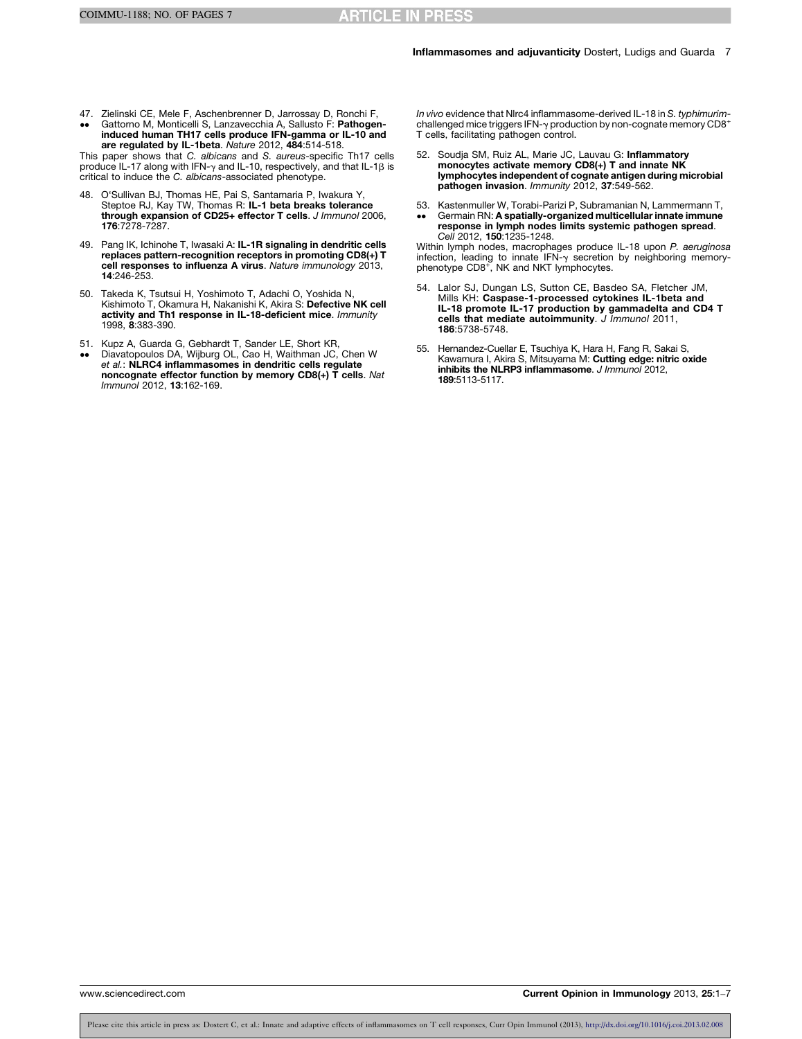47. •• Zielinski CE, Mele F, Aschenbrenner D, Jarrossay D, Ronchi F, Gattorno M, Monticelli S, Lanzavecchia A, Sallusto F: **Pathogen-induced human TH17 cells produce IFN-gamma or IL-10 and are regulated by IL-1beta**. *Nature* 2012, **484**:514-518.

This paper shows that *C. albicans* and *S. aureus*-specific Th17 cells produce IL-17 along with IFN-γ and IL-10, respectively, and that IL-1β is critical to induce the *C. albicans*-associated phenotype.

48. O'Sullivan BJ, Thomas HE, Pai S, Santamaria P, Iwakura Y, Steptoe RJ, Kay TW, Thomas R: **IL-1 beta breaks tolerance through expansion of CD25+ effector T cells**. *J Immunol* 2006, **176**:7278-7287.

49. Pang IK, Ichinohe T, Iwasaki A: **IL-1R signaling in dendritic cells replaces pattern-recognition receptors in promoting CD8(+) T cell responses to influenza A virus**. *Nature immunology* 2013, **14**:246-253.

50. Takeda K, Tsutsui H, Yoshimoto T, Adachi O, Yoshida N, Kishimoto T, Okamura H, Nakanishi K, Akira S: **Defective NK cell activity and Th1 response in IL-18-deficient mice**. *Immunity* 1998, **8**:383-390.

51. •• Kupz A, Guarda G, Gebhardt T, Sander LE, Short KR, Diavatopoulos DA, Wijburg OL, Cao H, Waithman JC, Chen W *et al.*: **NLRC4 inflammasomes in dendritic cells regulate noncognate effector function by memory CD8(+) T cells**. *Nat Immunol* 2012, **13**:162-169.

*In vivo* evidence that Nlrc4 inflammasome-derived IL-18 in *S. typhimurim*-challenged mice triggers IFN-γ production by non-cognate memory CD8+ T cells, facilitating pathogen control.

52. Soudja SM, Ruiz AL, Marie JC, Lauvau G: **Inflammatory monocytes activate memory CD8(+) T and innate NK lymphocytes independent of cognate antigen during microbial pathogen invasion**. *Immunity* 2012, **37**:549-562.

53. •• Kastenmuller W, Torabi-Parizi P, Subramanian N, Lammermann T, Germain RN: **A spatially-organized multicellular innate immune response in lymph nodes limits systemic pathogen spread**. *Cell* 2012, **150**:1235-1248.

Within lymph nodes, macrophages produce IL-18 upon *P. aeruginosa* infection, leading to innate IFN-γ secretion by neighboring memory-phenotype CD8+, NK and NKT lymphocytes.

54. Lalor SJ, Dungan LS, Sutton CE, Basdeo SA, Fletcher JM, Mills KH: **Caspase-1-processed cytokines IL-1beta and IL-18 promote IL-17 production by gammadelta and CD4 T cells that mediate autoimmunity**. *J Immunol* 2011, **186**:5738-5748.

55. Hernandez-Cuellar E, Tsuchiya K, Hara H, Fang R, Sakai S, Kawamura I, Akira S, Mitsuyama M: **Cutting edge: nitric oxide inhibits the NLRP3 inflammasome**. *J Immunol* 2012, **189**:5113-5117.